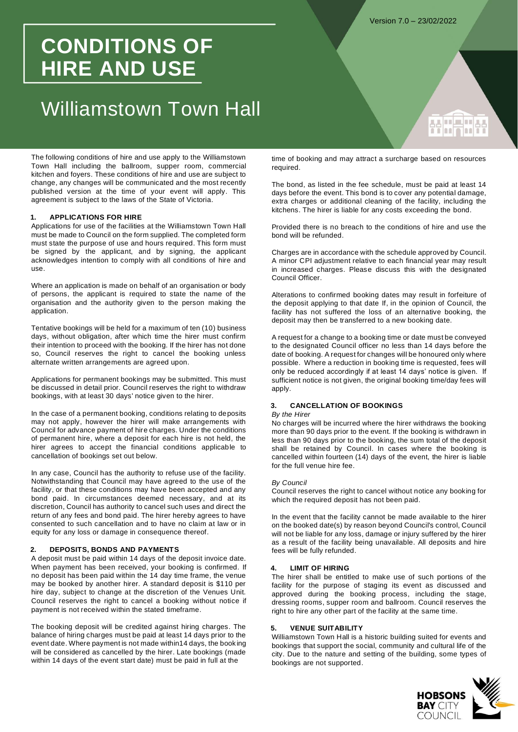Version 7.0 – 23/02/2022

# CONDITIONS OF HIRE AND USE

# Williamstown Town Hall

The following conditions of hire and use apply to the Williamstown Town Hall including the ballroom, supper room, commercial kitchen and foyers. These conditions of hire and use are subject to change, any changes will be communicated and the most recently published version at the time of your event will apply. This agreement is subject to the laws of the State of Victoria.

## 1. APPLICATIONS FOR HIRE

Applications for use of the facilities at the Williamstown Town Hall must be made to Council on the form supplied. The completed form must state the purpose of use and hours required. This form must be signed by the applicant, and by signing, the applicant acknowledges intention to comply with all conditions of hire and use.

Where an application is made on behalf of an organisation or body of persons, the applicant is required to state the name of the organisation and the authority given to the person making the application.

Tentative bookings will be held for a maximum of ten (10) business days, without obligation, after which time the hirer must confirm their intention to proceed with the booking. If the hirer has not done so, Council reserves the right to cancel the booking unless alternate written arrangements are agreed upon.

Applications for permanent bookings may be submitted. This must be discussed in detail prior. Council reserves the right to withdraw bookings, with at least 30 days' notice given to the hirer.

In the case of a permanent booking, conditions relating to deposits may not apply, however the hirer will make arrangements with Council for advance payment of hire charges. Under the conditions of permanent hire, where a deposit for each hire is not held, the hirer agrees to accept the financial conditions applicable to cancellation of bookings set out below.

In any case, Council has the authority to refuse use of the facility. Notwithstanding that Council may have agreed to the use of the facility, or that these conditions may have been accepted and any bond paid. In circumstances deemed necessary, and at its discretion, Council has authority to cancel such uses and direct the return of any fees and bond paid. The hirer hereby agrees to have consented to such cancellation and to have no claim at law or in equity for any loss or damage in consequence thereof.

## 2. DEPOSITS, BONDS AND PAYMENTS

A deposit must be paid within 14 days of the deposit invoice date. When payment has been received, your booking is confirmed. If no deposit has been paid within the 14 day time frame, the venue may be booked by another hirer. A standard deposit is $110 per hire day, subject to change at the discretion of the Venues Unit. Council reserves the right to cancel a booking without notice if payment is not received within the stated timeframe.

The booking deposit will be credited against hiring charges. The balance of hiring charges must be paid at least 14 days prior to the event date. Where payment is not made within14 days, the booking will be considered as cancelled by the hirer. Late bookings (made within 14 days of the event start date) must be paid in full at the time of booking and may attract a surcharge based on resources required.

The bond, as listed in the fee schedule, must be paid at least 14 days before the event. This bond is to cover any potential damage, extra charges or additional cleaning of the facility, including the kitchens. The hirer is liable for any costs exceeding the bond.

Provided there is no breach to the conditions of hire and use the bond will be refunded.

Charges are in accordance with the schedule approved by Council. A minor CPI adjustment relative to each financial year may result in increased charges. Please discuss this with the designated Council Officer.

Alterations to confirmed booking dates may result in forfeiture of the deposit applying to that date If, in the opinion of Council, the facility has not suffered the loss of an alternative booking, the deposit may then be transferred to a new booking date.

A request for a change to a booking time or date must be conveyed to the designated Council officer no less than 14 days before the date of booking. A request for changes will be honoured only where possible. Where a reduction in booking time is requested, fees will only be reduced accordingly if at least 14 days' notice is given. If sufficient notice is not given, the original booking time/day fees will apply.

## 3. CANCELLATION OF BOOKINGS

*By the Hirer*

No charges will be incurred where the hirer withdraws the booking more than 90 days prior to the event. If the booking is withdrawn in less than 90 days prior to the booking, the sum total of the deposit shall be retained by Council. In cases where the booking is cancelled within fourteen (14) days of the event, the hirer is liable for the full venue hire fee.

*By Council*

Council reserves the right to cancel without notice any booking for which the required deposit has not been paid.

In the event that the facility cannot be made available to the hirer on the booked date(s) by reason beyond Council's control, Council will not be liable for any loss, damage or injury suffered by the hirer as a result of the facility being unavailable. All deposits and hire fees will be fully refunded.

## 4. LIMIT OF HIRING

The hirer shall be entitled to make use of such portions of the facility for the purpose of staging its event as discussed and approved during the booking process, including the stage, dressing rooms, supper room and ballroom. Council reserves the right to hire any other part of the facility at the same time.

## 5. VENUE SUITABILITY

Williamstown Town Hall is a historic building suited for events and bookings that support the social, community and cultural life of the city. Due to the nature and setting of the building, some types of bookings are not supported.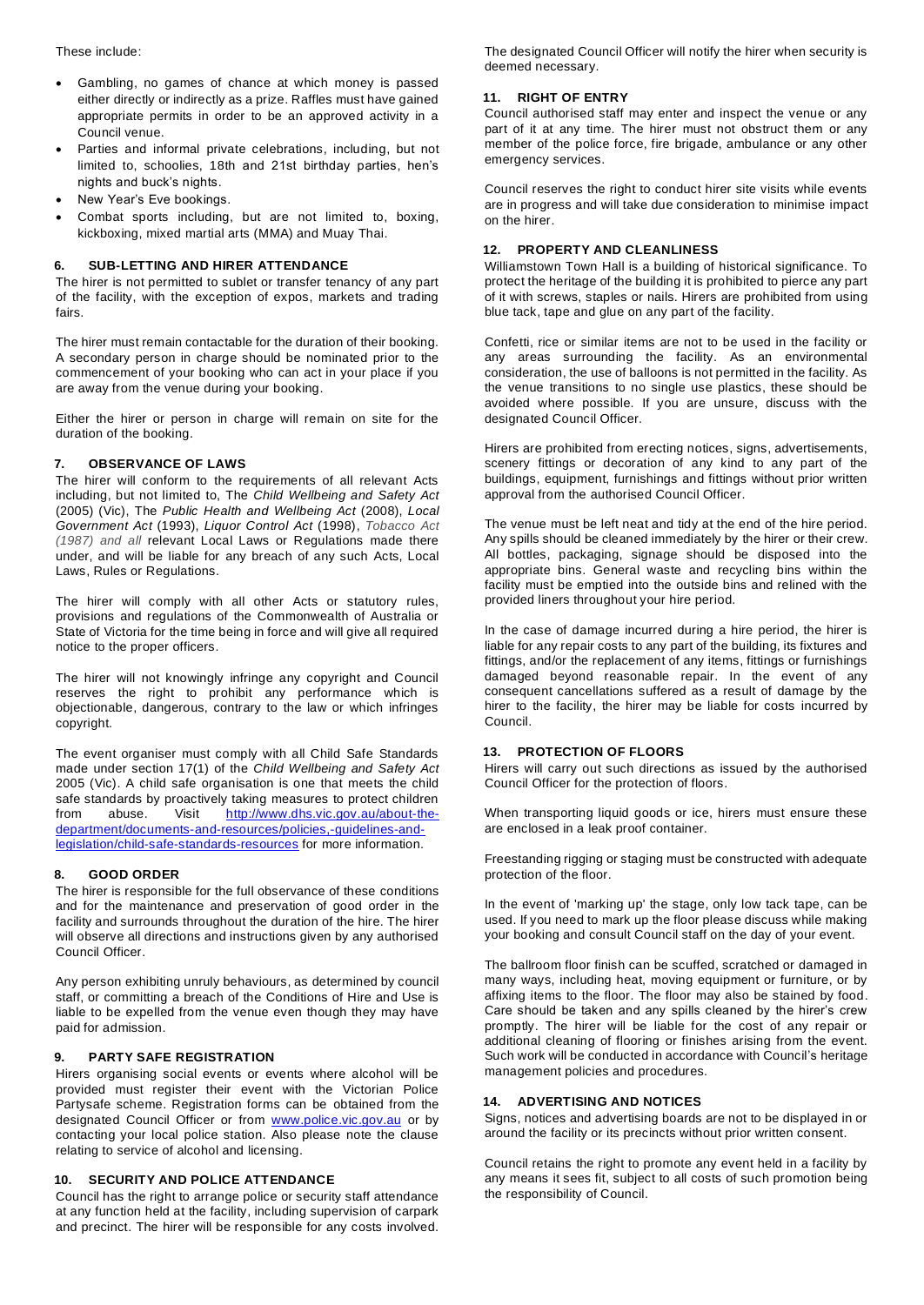These include:

- Gambling, no games of chance at which money is passed either directly or indirectly as a prize. Raffles must have gained appropriate permits in order to be an approved activity in a Council venue.
- Parties and informal private celebrations, including, but not limited to, schoolies, 18th and 21st birthday parties, hen's nights and buck's nights.
- New Year's Eve bookings.
- Combat sports including, but are not limited to, boxing, kickboxing, mixed martial arts (MMA) and Muay Thai.

### 6. SUB-LETTING AND HIRER ATTENDANCE

The hirer is not permitted to sublet or transfer tenancy of any part of the facility, with the exception of expos, markets and trading fairs.

The hirer must remain contactable for the duration of their booking. A secondary person in charge should be nominated prior to the commencement of your booking who can act in your place if you are away from the venue during your booking.

Either the hirer or person in charge will remain on site for the duration of the booking.

### 7. OBSERVANCE OF LAWS

The hirer will conform to the requirements of all relevant Acts including, but not limited to, The *Child Wellbeing and Safety Act* (2005) (Vic), The *Public Health and Wellbeing Act* (2008), *Local Government Act* (1993), *Liquor Control Act* (1998), *Tobacco Act (1987) and all* relevant Local Laws or Regulations made there under, and will be liable for any breach of any such Acts, Local Laws, Rules or Regulations.

The hirer will comply with all other Acts or statutory rules, provisions and regulations of the Commonwealth of Australia or State of Victoria for the time being in force and will give all required notice to the proper officers.

The hirer will not knowingly infringe any copyright and Council reserves the right to prohibit any performance which is objectionable, dangerous, contrary to the law or which infringes copyright.

The event organiser must comply with all Child Safe Standards made under section 17(1) of the *Child Wellbeing and Safety Act* 2005 (Vic). A child safe organisation is one that meets the child safe standards by proactively taking measures to protect children from abuse. Visit [http://www.dhs.vic.gov.au/about-the-department/documents-and-resources/policies,-guidelines-and-legislation/child-safe-standards-resources](http://www.dhs.vic.gov.au/about-the-department/documents-and-resources/policies,-guidelines-and-legislation/child-safe-standards-resources) for more information.

### 8. GOOD ORDER

The hirer is responsible for the full observance of these conditions and for the maintenance and preservation of good order in the facility and surrounds throughout the duration of the hire. The hirer will observe all directions and instructions given by any authorised Council Officer.

Any person exhibiting unruly behaviours, as determined by council staff, or committing a breach of the Conditions of Hire and Use is liable to be expelled from the venue even though they may have paid for admission.

### 9. PARTY SAFE REGISTRATION

Hirers organising social events or events where alcohol will be provided must register their event with the Victorian Police Partysafe scheme. Registration forms can be obtained from the designated Council Officer or from [www.police.vic.gov.au](http://www.police.vic.gov.au) or by contacting your local police station. Also please note the clause relating to service of alcohol and licensing.

### 10. SECURITY AND POLICE ATTENDANCE

Council has the right to arrange police or security staff attendance at any function held at the facility, including supervision of carpark and precinct. The hirer will be responsible for any costs involved.

The designated Council Officer will notify the hirer when security is deemed necessary.

### 11. RIGHT OF ENTRY

Council authorised staff may enter and inspect the venue or any part of it at any time. The hirer must not obstruct them or any member of the police force, fire brigade, ambulance or any other emergency services.

Council reserves the right to conduct hirer site visits while events are in progress and will take due consideration to minimise impact on the hirer.

### 12. PROPERTY AND CLEANLINESS

Williamstown Town Hall is a building of historical significance. To protect the heritage of the building it is prohibited to pierce any part of it with screws, staples or nails. Hirers are prohibited from using blue tack, tape and glue on any part of the facility.

Confetti, rice or similar items are not to be used in the facility or any areas surrounding the facility. As an environmental consideration, the use of balloons is not permitted in the facility. As the venue transitions to no single use plastics, these should be avoided where possible. If you are unsure, discuss with the designated Council Officer.

Hirers are prohibited from erecting notices, signs, advertisements, scenery fittings or decoration of any kind to any part of the buildings, equipment, furnishings and fittings without prior written approval from the authorised Council Officer.

The venue must be left neat and tidy at the end of the hire period. Any spills should be cleaned immediately by the hirer or their crew. All bottles, packaging, signage should be disposed into the appropriate bins. General waste and recycling bins within the facility must be emptied into the outside bins and relined with the provided liners throughout your hire period.

In the case of damage incurred during a hire period, the hirer is liable for any repair costs to any part of the building, its fixtures and fittings, and/or the replacement of any items, fittings or furnishings damaged beyond reasonable repair. In the event of any consequent cancellations suffered as a result of damage by the hirer to the facility, the hirer may be liable for costs incurred by Council.

### 13. PROTECTION OF FLOORS

Hirers will carry out such directions as issued by the authorised Council Officer for the protection of floors.

When transporting liquid goods or ice, hirers must ensure these are enclosed in a leak proof container.

Freestanding rigging or staging must be constructed with adequate protection of the floor.

In the event of 'marking up' the stage, only low tack tape, can be used. If you need to mark up the floor please discuss while making your booking and consult Council staff on the day of your event.

The ballroom floor finish can be scuffed, scratched or damaged in many ways, including heat, moving equipment or furniture, or by affixing items to the floor. The floor may also be stained by food. Care should be taken and any spills cleaned by the hirer's crew promptly. The hirer will be liable for the cost of any repair or additional cleaning of flooring or finishes arising from the event. Such work will be conducted in accordance with Council's heritage management policies and procedures.

### 14. ADVERTISING AND NOTICES

Signs, notices and advertising boards are not to be displayed in or around the facility or its precincts without prior written consent.

Council retains the right to promote any event held in a facility by any means it sees fit, subject to all costs of such promotion being the responsibility of Council.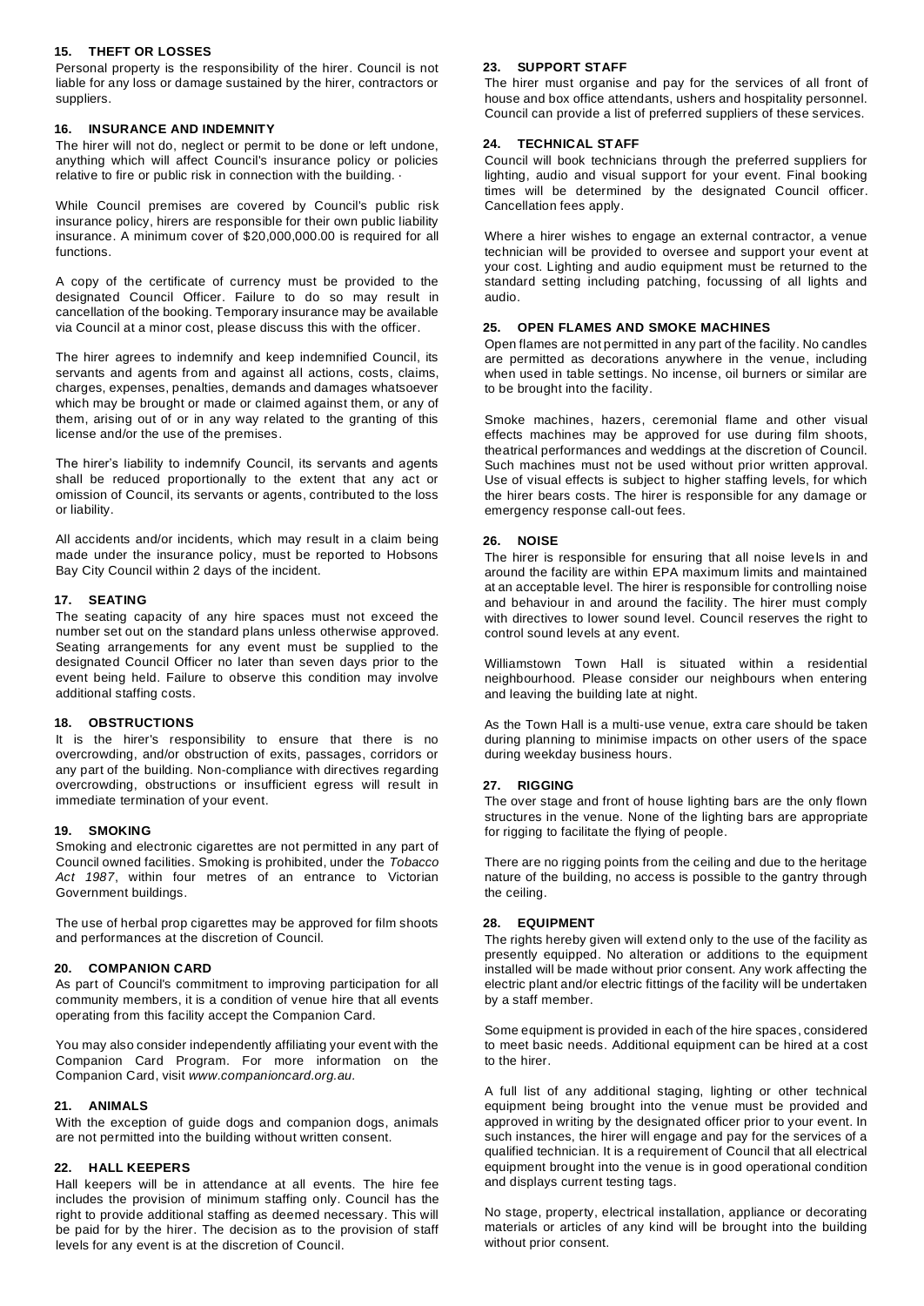## 15. THEFT OR LOSSES

Personal property is the responsibility of the hirer. Council is not liable for any loss or damage sustained by the hirer, contractors or suppliers.

## 16. INSURANCE AND INDEMNITY

The hirer will not do, neglect or permit to be done or left undone, anything which will affect Council's insurance policy or policies relative to fire or public risk in connection with the building. ·

While Council premises are covered by Council's public risk insurance policy, hirers are responsible for their own public liability insurance. A minimum cover of $20,000,000.00 is required for all functions.

A copy of the certificate of currency must be provided to the designated Council Officer. Failure to do so may result in cancellation of the booking. Temporary insurance may be available via Council at a minor cost, please discuss this with the officer.

The hirer agrees to indemnify and keep indemnified Council, its servants and agents from and against all actions, costs, claims, charges, expenses, penalties, demands and damages whatsoever which may be brought or made or claimed against them, or any of them, arising out of or in any way related to the granting of this license and/or the use of the premises.

The hirer's liability to indemnify Council, its servants and agents shall be reduced proportionally to the extent that any act or omission of Council, its servants or agents, contributed to the loss or liability.

All accidents and/or incidents, which may result in a claim being made under the insurance policy, must be reported to Hobsons Bay City Council within 2 days of the incident.

## 17. SEATING

The seating capacity of any hire spaces must not exceed the number set out on the standard plans unless otherwise approved. Seating arrangements for any event must be supplied to the designated Council Officer no later than seven days prior to the event being held. Failure to observe this condition may involve additional staffing costs.

## 18. OBSTRUCTIONS

It is the hirer's responsibility to ensure that there is no overcrowding, and/or obstruction of exits, passages, corridors or any part of the building. Non-compliance with directives regarding overcrowding, obstructions or insufficient egress will result in immediate termination of your event.

## 19. SMOKING

Smoking and electronic cigarettes are not permitted in any part of Council owned facilities. Smoking is prohibited, under the *Tobacco Act 1987*, within four metres of an entrance to Victorian Government buildings.

The use of herbal prop cigarettes may be approved for film shoots and performances at the discretion of Council.

## 20. COMPANION CARD

As part of Council's commitment to improving participation for all community members, it is a condition of venue hire that all events operating from this facility accept the Companion Card.

You may also consider independently affiliating your event with the Companion Card Program. For more information on the Companion Card, visit *www.companioncard.org.au*.

## 21. ANIMALS

With the exception of guide dogs and companion dogs, animals are not permitted into the building without written consent.

## 22. HALL KEEPERS

Hall keepers will be in attendance at all events. The hire fee includes the provision of minimum staffing only. Council has the right to provide additional staffing as deemed necessary. This will be paid for by the hirer. The decision as to the provision of staff levels for any event is at the discretion of Council.

## 23. SUPPORT STAFF

The hirer must organise and pay for the services of all front of house and box office attendants, ushers and hospitality personnel. Council can provide a list of preferred suppliers of these services.

## 24. TECHNICAL STAFF

Council will book technicians through the preferred suppliers for lighting, audio and visual support for your event. Final booking times will be determined by the designated Council officer. Cancellation fees apply.

Where a hirer wishes to engage an external contractor, a venue technician will be provided to oversee and support your event at your cost. Lighting and audio equipment must be returned to the standard setting including patching, focussing of all lights and audio.

## 25. OPEN FLAMES AND SMOKE MACHINES

Open flames are not permitted in any part of the facility. No candles are permitted as decorations anywhere in the venue, including when used in table settings. No incense, oil burners or similar are to be brought into the facility.

Smoke machines, hazers, ceremonial flame and other visual effects machines may be approved for use during film shoots, theatrical performances and weddings at the discretion of Council. Such machines must not be used without prior written approval. Use of visual effects is subject to higher staffing levels, for which the hirer bears costs. The hirer is responsible for any damage or emergency response call-out fees.

## 26. NOISE

The hirer is responsible for ensuring that all noise levels in and around the facility are within EPA maximum limits and maintained at an acceptable level. The hirer is responsible for controlling noise and behaviour in and around the facility. The hirer must comply with directives to lower sound level. Council reserves the right to control sound levels at any event.

Williamstown Town Hall is situated within a residential neighbourhood. Please consider our neighbours when entering and leaving the building late at night.

As the Town Hall is a multi-use venue, extra care should be taken during planning to minimise impacts on other users of the space during weekday business hours.

## 27. RIGGING

The over stage and front of house lighting bars are the only flown structures in the venue. None of the lighting bars are appropriate for rigging to facilitate the flying of people.

There are no rigging points from the ceiling and due to the heritage nature of the building, no access is possible to the gantry through the ceiling.

## 28. EQUIPMENT

The rights hereby given will extend only to the use of the facility as presently equipped. No alteration or additions to the equipment installed will be made without prior consent. Any work affecting the electric plant and/or electric fittings of the facility will be undertaken by a staff member.

Some equipment is provided in each of the hire spaces, considered to meet basic needs. Additional equipment can be hired at a cost to the hirer.

A full list of any additional staging, lighting or other technical equipment being brought into the venue must be provided and approved in writing by the designated officer prior to your event. In such instances, the hirer will engage and pay for the services of a qualified technician. It is a requirement of Council that all electrical equipment brought into the venue is in good operational condition and displays current testing tags.

No stage, property, electrical installation, appliance or decorating materials or articles of any kind will be brought into the building without prior consent.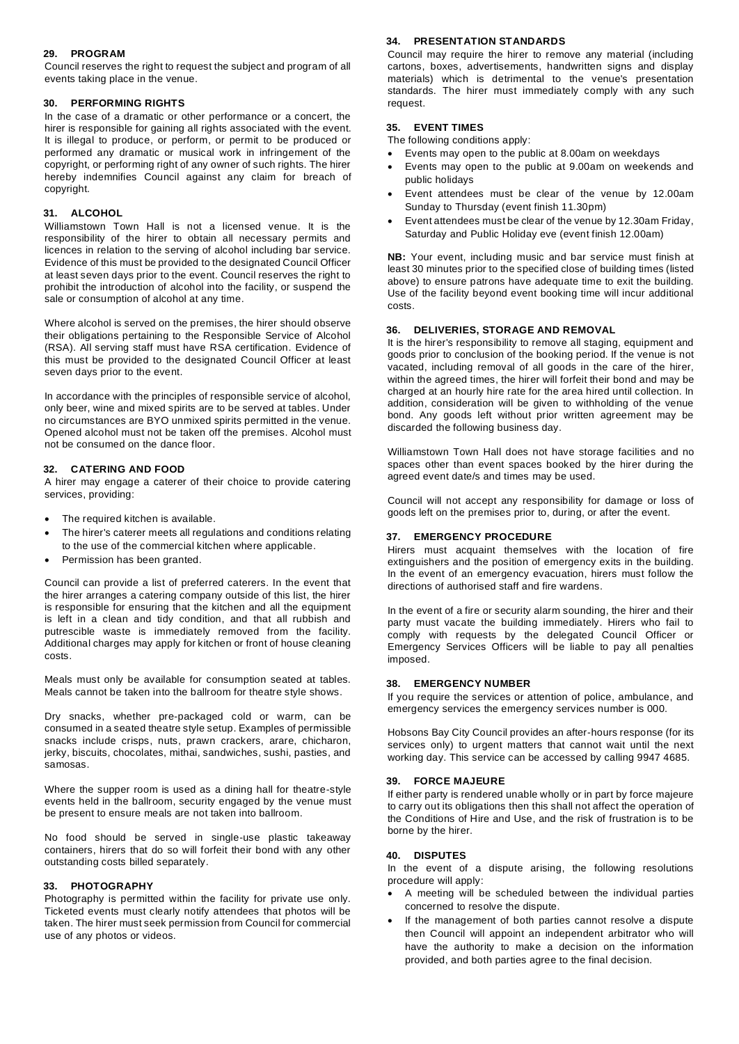### 29. PROGRAM

Council reserves the right to request the subject and program of all events taking place in the venue.

### 30. PERFORMING RIGHTS

In the case of a dramatic or other performance or a concert, the hirer is responsible for gaining all rights associated with the event. It is illegal to produce, or perform, or permit to be produced or performed any dramatic or musical work in infringement of the copyright, or performing right of any owner of such rights. The hirer hereby indemnifies Council against any claim for breach of copyright.

### 31. ALCOHOL

Williamstown Town Hall is not a licensed venue. It is the responsibility of the hirer to obtain all necessary permits and licences in relation to the serving of alcohol including bar service. Evidence of this must be provided to the designated Council Officer at least seven days prior to the event. Council reserves the right to prohibit the introduction of alcohol into the facility, or suspend the sale or consumption of alcohol at any time.

Where alcohol is served on the premises, the hirer should observe their obligations pertaining to the Responsible Service of Alcohol (RSA). All serving staff must have RSA certification. Evidence of this must be provided to the designated Council Officer at least seven days prior to the event.

In accordance with the principles of responsible service of alcohol, only beer, wine and mixed spirits are to be served at tables. Under no circumstances are BYO unmixed spirits permitted in the venue. Opened alcohol must not be taken off the premises. Alcohol must not be consumed on the dance floor.

### 32. CATERING AND FOOD

A hirer may engage a caterer of their choice to provide catering services, providing:

- The required kitchen is available.
- The hirer's caterer meets all regulations and conditions relating to the use of the commercial kitchen where applicable.
- Permission has been granted.

Council can provide a list of preferred caterers. In the event that the hirer arranges a catering company outside of this list, the hirer is responsible for ensuring that the kitchen and all the equipment is left in a clean and tidy condition, and that all rubbish and putrescible waste is immediately removed from the facility. Additional charges may apply for kitchen or front of house cleaning costs.

Meals must only be available for consumption seated at tables. Meals cannot be taken into the ballroom for theatre style shows.

Dry snacks, whether pre-packaged cold or warm, can be consumed in a seated theatre style setup. Examples of permissible snacks include crisps, nuts, prawn crackers, arare, chicharon, jerky, biscuits, chocolates, mithai, sandwiches, sushi, pasties, and samosas.

Where the supper room is used as a dining hall for theatre-style events held in the ballroom, security engaged by the venue must be present to ensure meals are not taken into ballroom.

No food should be served in single-use plastic takeaway containers, hirers that do so will forfeit their bond with any other outstanding costs billed separately.

### 33. PHOTOGRAPHY

Photography is permitted within the facility for private use only. Ticketed events must clearly notify attendees that photos will be taken. The hirer must seek permission from Council for commercial use of any photos or videos.

### 34. PRESENTATION STANDARDS

Council may require the hirer to remove any material (including cartons, boxes, advertisements, handwritten signs and display materials) which is detrimental to the venue's presentation standards. The hirer must immediately comply with any such request.

### 35. EVENT TIMES

The following conditions apply:

- Events may open to the public at 8.00am on weekdays
- Events may open to the public at 9.00am on weekends and public holidays
- Event attendees must be clear of the venue by 12.00am Sunday to Thursday (event finish 11.30pm)
- Event attendees must be clear of the venue by 12.30am Friday, Saturday and Public Holiday eve (event finish 12.00am)

**NB:** Your event, including music and bar service must finish at least 30 minutes prior to the specified close of building times (listed above) to ensure patrons have adequate time to exit the building. Use of the facility beyond event booking time will incur additional costs.

### 36. DELIVERIES, STORAGE AND REMOVAL

It is the hirer's responsibility to remove all staging, equipment and goods prior to conclusion of the booking period. If the venue is not vacated, including removal of all goods in the care of the hirer, within the agreed times, the hirer will forfeit their bond and may be charged at an hourly hire rate for the area hired until collection. In addition, consideration will be given to withholding of the venue bond. Any goods left without prior written agreement may be discarded the following business day.

Williamstown Town Hall does not have storage facilities and no spaces other than event spaces booked by the hirer during the agreed event date/s and times may be used.

Council will not accept any responsibility for damage or loss of goods left on the premises prior to, during, or after the event.

### 37. EMERGENCY PROCEDURE

Hirers must acquaint themselves with the location of fire extinguishers and the position of emergency exits in the building. In the event of an emergency evacuation, hirers must follow the directions of authorised staff and fire wardens.

In the event of a fire or security alarm sounding, the hirer and their party must vacate the building immediately. Hirers who fail to comply with requests by the delegated Council Officer or Emergency Services Officers will be liable to pay all penalties imposed.

### 38. EMERGENCY NUMBER

If you require the services or attention of police, ambulance, and emergency services the emergency services number is 000.

Hobsons Bay City Council provides an after-hours response (for its services only) to urgent matters that cannot wait until the next working day. This service can be accessed by calling 9947 4685.

### 39. FORCE MAJEURE

If either party is rendered unable wholly or in part by force majeure to carry out its obligations then this shall not affect the operation of the Conditions of Hire and Use, and the risk of frustration is to be borne by the hirer.

### 40. DISPUTES

In the event of a dispute arising, the following resolutions procedure will apply:

- A meeting will be scheduled between the individual parties concerned to resolve the dispute.
- If the management of both parties cannot resolve a dispute then Council will appoint an independent arbitrator who will have the authority to make a decision on the information provided, and both parties agree to the final decision.